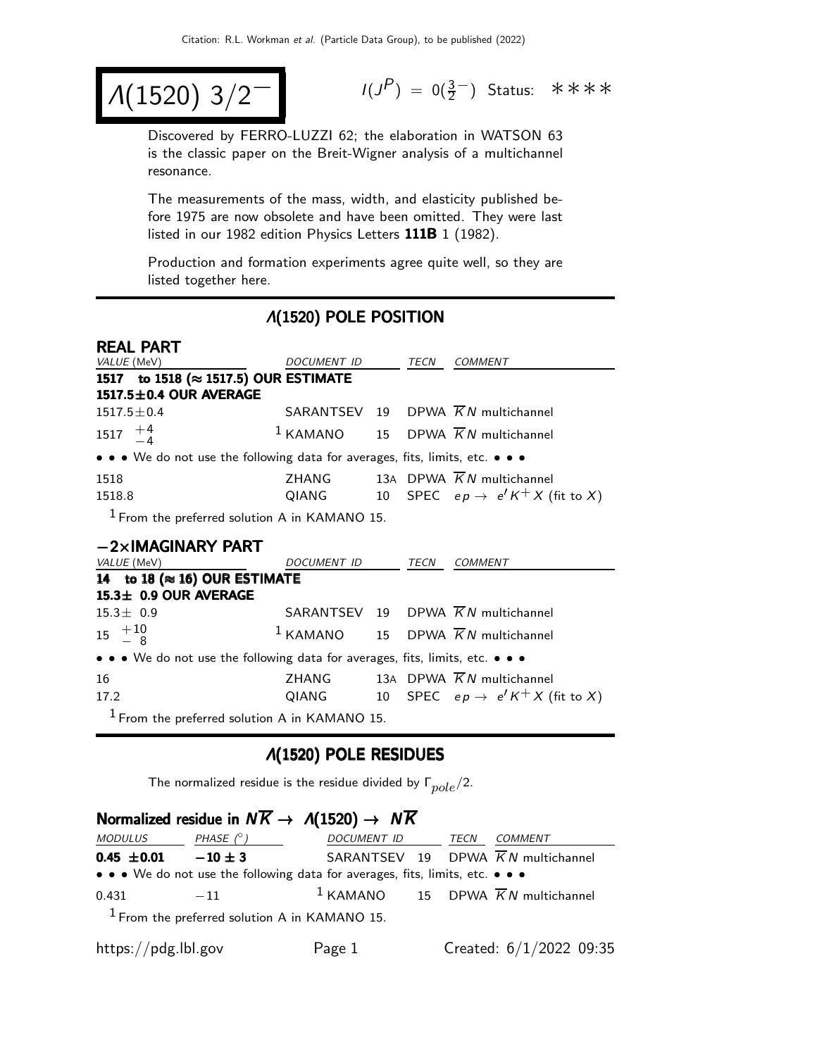Citation: R.L. Workman *et al.* (Particle Data Group), to be published (2022)

# $\Lambda(1520)$ $3/2^-$

$I(J^P) = 0(\frac{3}{2}^-)$ Status: ****

Discovered by FERRO-LUZZI 62; the elaboration in WATSON 63 is the classic paper on the Breit-Wigner analysis of a multichannel resonance.

The measurements of the mass, width, and elasticity published before 1975 are now obsolete and have been omitted. They were last listed in our 1982 edition Physics Letters **111B** 1 (1982).

Production and formation experiments agree quite well, so they are listed together here.

## $\Lambda(1520)$ POLE POSITION

### REAL PART

| VALUE (MeV) | DOCUMENT ID | | TECN | COMMENT |
|---|---|---|---|---|
| **1517 to 1518 (≈ 1517.5) OUR ESTIMATE** | | | | |
| **1517.5±0.4 OUR AVERAGE** | | | | |
| 1517.5±0.4 | SARANTSEV | 19 | DPWA | $\overline{K}N$ multichannel |
| $1517\ ^{+4}_{-4}$ | [1] KAMANO | 15 | DPWA | $\overline{K}N$ multichannel |
| • • • We do not use the following data for averages, fits, limits, etc. • • • | | | | |
| 1518 | ZHANG | 13A | DPWA | $\overline{K}N$ multichannel |
| 1518.8 | QIANG | 10 | SPEC | $e p \rightarrow e' K^+ X$ (fit to $X$) |

[1] From the preferred solution A in KAMANO 15.

### −2×IMAGINARY PART

| VALUE (MeV) | DOCUMENT ID | | TECN | COMMENT |
|---|---|---|---|---|
| **14 to 18 (≈ 16) OUR ESTIMATE** | | | | |
| **15.3± 0.9 OUR AVERAGE** | | | | |
| 15.3± 0.9 | SARANTSEV | 19 | DPWA | $\overline{K}N$ multichannel |
| $15\ ^{+10}_{-8}$ | [1] KAMANO | 15 | DPWA | $\overline{K}N$ multichannel |
| • • • We do not use the following data for averages, fits, limits, etc. • • • | | | | |
| 16 | ZHANG | 13A | DPWA | $\overline{K}N$ multichannel |
| 17.2 | QIANG | 10 | SPEC | $e p \rightarrow e' K^+ X$ (fit to $X$) |

[1] From the preferred solution A in KAMANO 15.

## $\Lambda(1520)$ POLE RESIDUES

The normalized residue is the residue divided by $\Gamma_{pole}/2$.

### Normalized residue in $N\overline{K} \rightarrow \Lambda(1520) \rightarrow N\overline{K}$

| MODULUS | PHASE (°) | DOCUMENT ID | | TECN | COMMENT |
|---|---|---|---|---|---|
| **0.45 ±0.01** | **−10 ± 3** | SARANTSEV | 19 | DPWA | $\overline{K}N$ multichannel |
| • • • We do not use the following data for averages, fits, limits, etc. • • • | | | | | |
| 0.431 | −11 | [1] KAMANO | 15 | DPWA | $\overline{K}N$ multichannel |

[1] From the preferred solution A in KAMANO 15.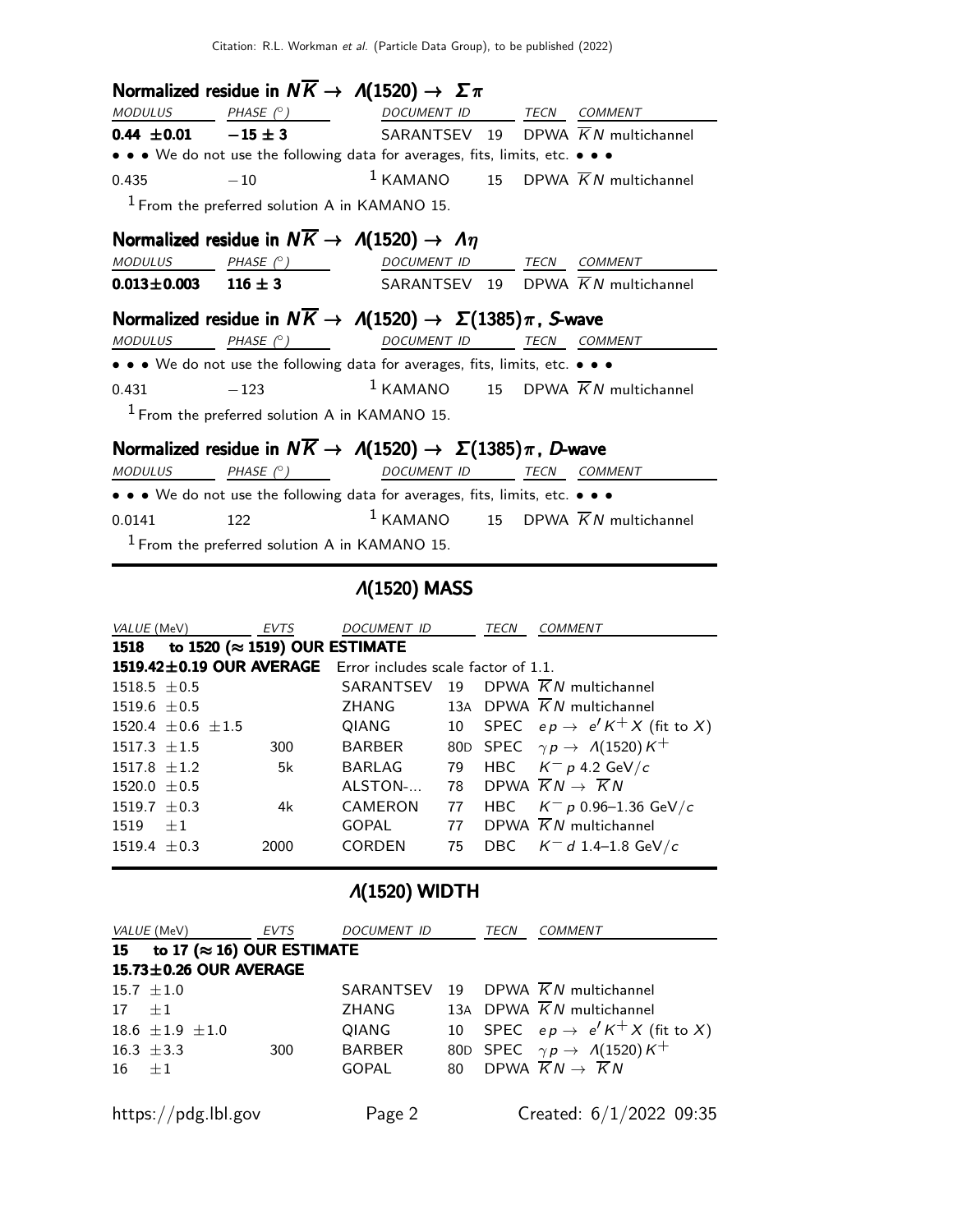### Normalized residue in $N\overline{K} \to \Lambda(1520) \to \Sigma\pi$

| MODULUS | PHASE (°) | DOCUMENT ID | | TECN | COMMENT |
|---|---|---|---|---|---|
| **0.44 ±0.01** | **−15 ± 3** | SARANTSEV | 19 | DPWA | $\overline{K}N$ multichannel |
| • • • We do not use the following data for averages, fits, limits, etc. • • • | | | | | |
| 0.435 | −10 | [1] KAMANO | 15 | DPWA | $\overline{K}N$ multichannel |

[1] From the preferred solution A in KAMANO 15.

### Normalized residue in $N\overline{K} \to \Lambda(1520) \to \Lambda\eta$

| MODULUS | PHASE (°) | DOCUMENT ID | | TECN | COMMENT |
|---|---|---|---|---|---|
| **0.013±0.003** | **116 ± 3** | SARANTSEV | 19 | DPWA | $\overline{K}N$ multichannel |

### Normalized residue in $N\overline{K} \to \Lambda(1520) \to \Sigma(1385)\pi$, *S*-wave

| MODULUS | PHASE (°) | DOCUMENT ID | | TECN | COMMENT |
|---|---|---|---|---|---|
| • • • We do not use the following data for averages, fits, limits, etc. • • • | | | | | |
| 0.431 | −123 | [1] KAMANO | 15 | DPWA | $\overline{K}N$ multichannel |

[1] From the preferred solution A in KAMANO 15.

### Normalized residue in $N\overline{K} \to \Lambda(1520) \to \Sigma(1385)\pi$, *D*-wave

| MODULUS | PHASE (°) | DOCUMENT ID | | TECN | COMMENT |
|---|---|---|---|---|---|
| • • • We do not use the following data for averages, fits, limits, etc. • • • | | | | | |
| 0.0141 | 122 | [1] KAMANO | 15 | DPWA | $\overline{K}N$ multichannel |

[1] From the preferred solution A in KAMANO 15.

## Λ(1520) MASS

| VALUE (MeV) | EVTS | DOCUMENT ID | | TECN | COMMENT |
|---|---|---|---|---|---|
| **1518 to 1520 (≈ 1519) OUR ESTIMATE** | | | | | |
| **1519.42±0.19 OUR AVERAGE** | Error includes scale factor of 1.1. | | | | |
| 1518.5 ±0.5 | | SARANTSEV | 19 | DPWA | $\overline{K}N$ multichannel |
| 1519.6 ±0.5 | | ZHANG | 13A | DPWA | $\overline{K}N$ multichannel |
| 1520.4 ±0.6 ±1.5 | | QIANG | 10 | SPEC | $e p \to e' K^+ X$ (fit to $X$) |
| 1517.3 ±1.5 | 300 | BARBER | 80D | SPEC | $\gamma p \to \Lambda(1520) K^+$ |
| 1517.8 ±1.2 | 5k | BARLAG | 79 | HBC | $K^- p$ 4.2 GeV/$c$ |
| 1520.0 ±0.5 | | ALSTON-... | 78 | DPWA | $\overline{K}N \to \overline{K}N$ |
| 1519.7 ±0.3 | 4k | CAMERON | 77 | HBC | $K^- p$ 0.96–1.36 GeV/$c$ |
| 1519 ±1 | | GOPAL | 77 | DPWA | $\overline{K}N$ multichannel |
| 1519.4 ±0.3 | 2000 | CORDEN | 75 | DBC | $K^- d$ 1.4–1.8 GeV/$c$ |

## Λ(1520) WIDTH

| VALUE (MeV) | EVTS | DOCUMENT ID | | TECN | COMMENT |
|---|---|---|---|---|---|
| **15 to 17 (≈ 16) OUR ESTIMATE** | | | | | |
| **15.73±0.26 OUR AVERAGE** | | | | | |
| 15.7 ±1.0 | | SARANTSEV | 19 | DPWA | $\overline{K}N$ multichannel |
| 17 ±1 | | ZHANG | 13A | DPWA | $\overline{K}N$ multichannel |
| 18.6 ±1.9 ±1.0 | | QIANG | 10 | SPEC | $e p \to e' K^+ X$ (fit to $X$) |
| 16.3 ±3.3 | 300 | BARBER | 80D | SPEC | $\gamma p \to \Lambda(1520) K^+$ |
| 16 ±1 | | GOPAL | 80 | DPWA | $\overline{K}N \to \overline{K}N$ |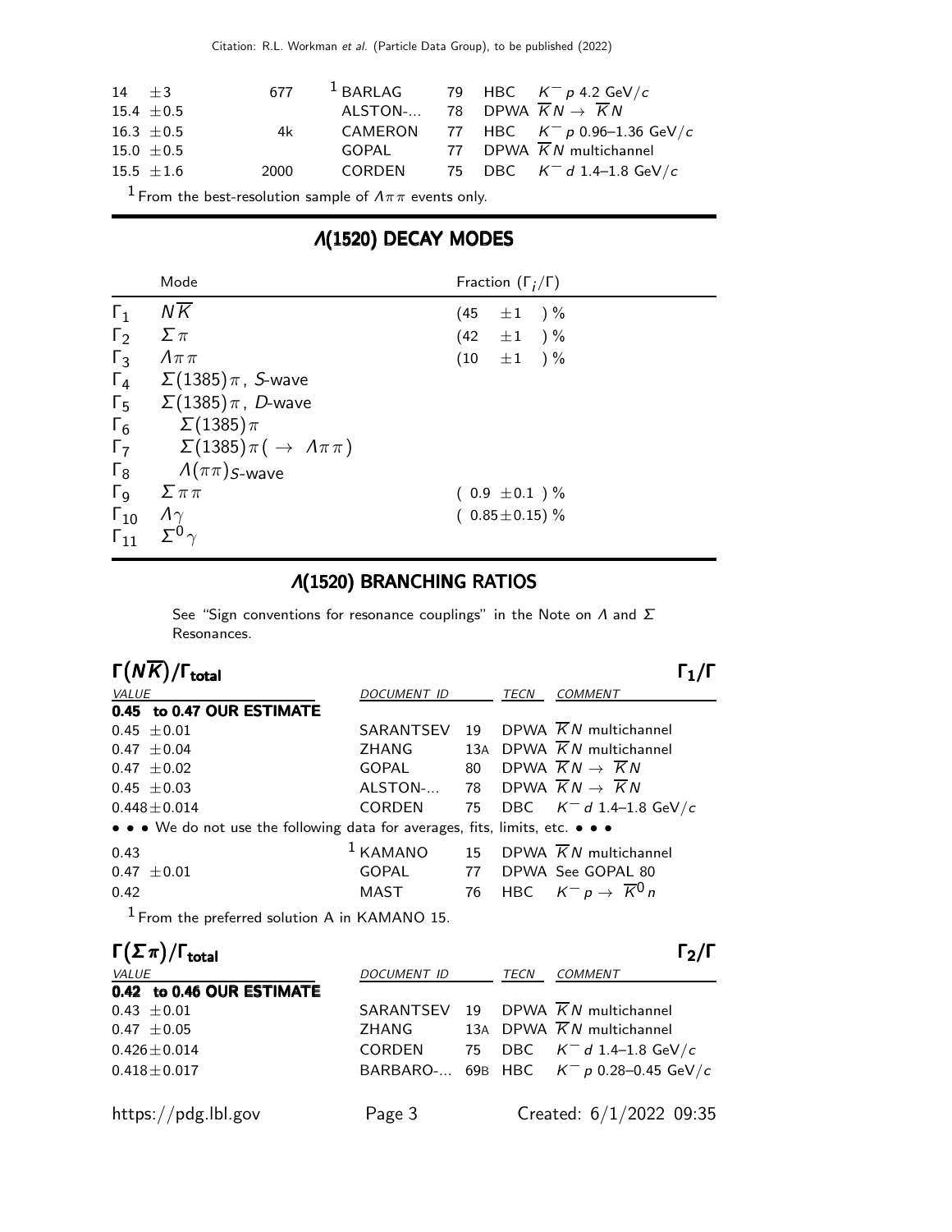| VALUE | EVTS | DOCUMENT ID | | TECN | COMMENT |
|---|---|---|---|---|---|
| 14 $\pm$3 | 677 | [1] BARLAG | 79 | HBC | $K^- p$ 4.2 GeV/$c$ |
| 15.4 $\pm$0.5 | | ALSTON-... | 78 | DPWA | $\overline{K}N \rightarrow \overline{K}N$ |
| 16.3 $\pm$0.5 | 4k | CAMERON | 77 | HBC | $K^- p$ 0.96–1.36 GeV/$c$ |
| 15.0 $\pm$0.5 | | GOPAL | 77 | DPWA | $\overline{K}N$ multichannel |
| 15.5 $\pm$1.6 | 2000 | CORDEN | 75 | DBC | $K^- d$ 1.4–1.8 GeV/$c$ |

[1] From the best-resolution sample of $\Lambda\pi\pi$ events only.

## $\Lambda$(1520) DECAY MODES

| | Mode | Fraction ($\Gamma_i/\Gamma$) |
|---|---|---|
| $\Gamma_1$ | $N\overline{K}$ | (45 $\pm$1 ) % |
| $\Gamma_2$ | $\Sigma\pi$ | (42 $\pm$1 ) % |
| $\Gamma_3$ | $\Lambda\pi\pi$ | (10 $\pm$1 ) % |
| $\Gamma_4$ | $\Sigma(1385)\pi$, $S$-wave | |
| $\Gamma_5$ | $\Sigma(1385)\pi$, $D$-wave | |
| $\Gamma_6$ | $\Sigma(1385)\pi$ | |
| $\Gamma_7$ | $\Sigma(1385)\pi(\rightarrow \Lambda\pi\pi)$ | |
| $\Gamma_8$ | $\Lambda(\pi\pi)_{S\text{-wave}}$ | |
| $\Gamma_9$ | $\Sigma\pi\pi$ | ( 0.9 $\pm$0.1 ) % |
| $\Gamma_{10}$ | $\Lambda\gamma$ | ( 0.85$\pm$0.15) % |
| $\Gamma_{11}$ | $\Sigma^0\gamma$ | |

## $\Lambda$(1520) BRANCHING RATIOS

See "Sign conventions for resonance couplings" in the Note on $\Lambda$ and $\Sigma$ Resonances.

### $\Gamma(N\overline{K})/\Gamma_{\text{total}}$ — $\Gamma_1/\Gamma$

| VALUE | DOCUMENT ID | | TECN | COMMENT |
|---|---|---|---|---|
| **0.45 to 0.47 OUR ESTIMATE** | | | | |
| 0.45 $\pm$0.01 | SARANTSEV | 19 | DPWA | $\overline{K}N$ multichannel |
| 0.47 $\pm$0.04 | ZHANG | 13A | DPWA | $\overline{K}N$ multichannel |
| 0.47 $\pm$0.02 | GOPAL | 80 | DPWA | $\overline{K}N \rightarrow \overline{K}N$ |
| 0.45 $\pm$0.03 | ALSTON-... | 78 | DPWA | $\overline{K}N \rightarrow \overline{K}N$ |
| 0.448$\pm$0.014 | CORDEN | 75 | DBC | $K^- d$ 1.4–1.8 GeV/$c$ |
| • • • We do not use the following data for averages, fits, limits, etc. • • • | | | | |
| 0.43 | [1] KAMANO | 15 | DPWA | $\overline{K}N$ multichannel |
| 0.47 $\pm$0.01 | GOPAL | 77 | DPWA | See GOPAL 80 |
| 0.42 | MAST | 76 | HBC | $K^- p \rightarrow \overline{K}^0 n$ |

[1] From the preferred solution A in KAMANO 15.

### $\Gamma(\Sigma\pi)/\Gamma_{\text{total}}$ — $\Gamma_2/\Gamma$

| VALUE | DOCUMENT ID | | TECN | COMMENT |
|---|---|---|---|---|
| **0.42 to 0.46 OUR ESTIMATE** | | | | |
| 0.43 $\pm$0.01 | SARANTSEV | 19 | DPWA | $\overline{K}N$ multichannel |
| 0.47 $\pm$0.05 | ZHANG | 13A | DPWA | $\overline{K}N$ multichannel |
| 0.426$\pm$0.014 | CORDEN | 75 | DBC | $K^- d$ 1.4–1.8 GeV/$c$ |
| 0.418$\pm$0.017 | BARBARO-... | 69B | HBC | $K^- p$ 0.28–0.45 GeV/$c$ |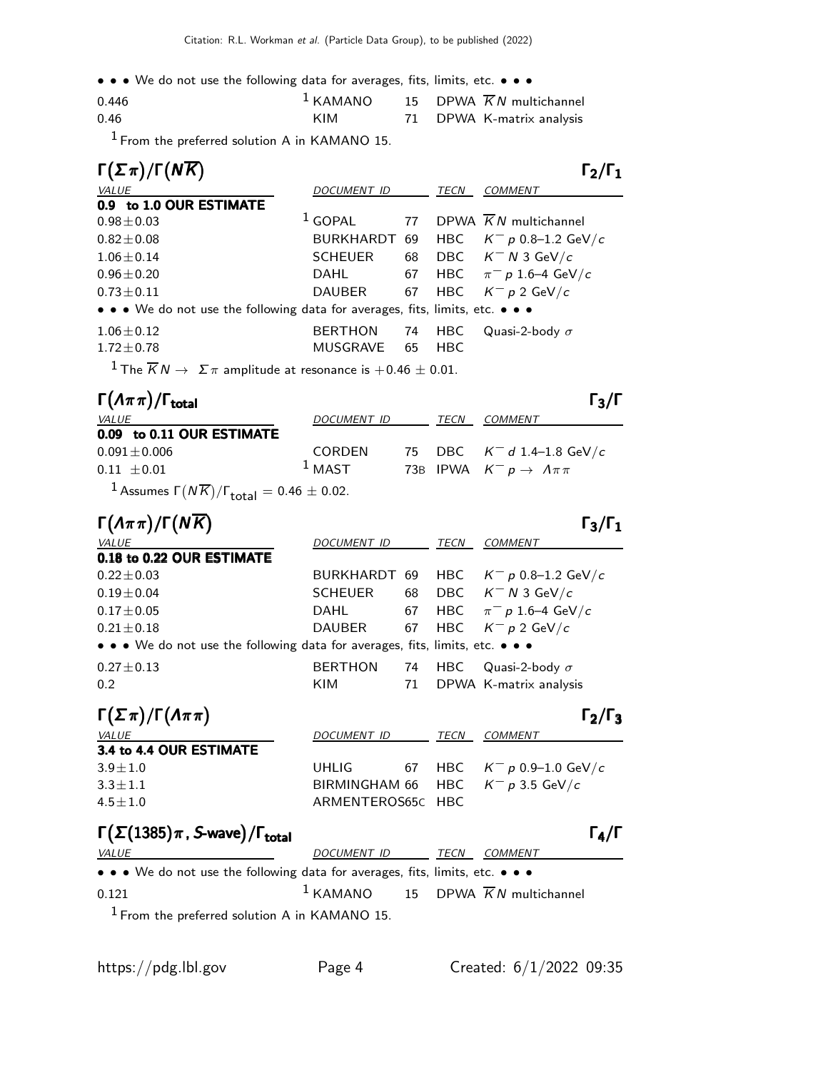• • • We do not use the following data for averages, fits, limits, etc. • • •

| VALUE | DOCUMENT ID | | TECN | COMMENT |
|---|---|---|---|---|
| 0.446 | [1] KAMANO | 15 | DPWA | $\overline{K}N$ multichannel |
| 0.46 | KIM | 71 | DPWA | K-matrix analysis |

[1] From the preferred solution A in KAMANO 15.

## $\Gamma(\Sigma\pi)/\Gamma(N\overline{K})$ $\qquad\Gamma_2/\Gamma_1$

| VALUE | DOCUMENT ID | | TECN | COMMENT |
|---|---|---|---|---|
| **0.9 to 1.0 OUR ESTIMATE** | | | | |
| $0.98\pm0.03$ | [1] GOPAL | 77 | DPWA | $\overline{K}N$ multichannel |
| $0.82\pm0.08$ | BURKHARDT | 69 | HBC | $K^- p$ 0.8–1.2 GeV/$c$ |
| $1.06\pm0.14$ | SCHEUER | 68 | DBC | $K^- N$ 3 GeV/$c$ |
| $0.96\pm0.20$ | DAHL | 67 | HBC | $\pi^- p$ 1.6–4 GeV/$c$ |
| $0.73\pm0.11$ | DAUBER | 67 | HBC | $K^- p$ 2 GeV/$c$ |
| • • • We do not use the following data for averages, fits, limits, etc. • • • | | | | |
| $1.06\pm0.12$ | BERTHON | 74 | HBC | Quasi-2-body $\sigma$ |
| $1.72\pm0.78$ | MUSGRAVE | 65 | HBC | |

[1] The $\overline{K}N \to \Sigma\pi$ amplitude at resonance is $+0.46 \pm 0.01$.

## $\Gamma(\Lambda\pi\pi)/\Gamma_{\text{total}}$ $\qquad\Gamma_3/\Gamma$

| VALUE | DOCUMENT ID | | TECN | COMMENT |
|---|---|---|---|---|
| **0.09 to 0.11 OUR ESTIMATE** | | | | |
| $0.091\pm0.006$ | CORDEN | 75 | DBC | $K^- d$ 1.4–1.8 GeV/$c$ |
| $0.11\pm0.01$ | [1] MAST | 73B | IPWA | $K^- p \to \Lambda\pi\pi$ |

[1] Assumes $\Gamma(N\overline{K})/\Gamma_{\text{total}} = 0.46 \pm 0.02$.

## $\Gamma(\Lambda\pi\pi)/\Gamma(N\overline{K})$ $\qquad\Gamma_3/\Gamma_1$

| VALUE | DOCUMENT ID | | TECN | COMMENT |
|---|---|---|---|---|
| **0.18 to 0.22 OUR ESTIMATE** | | | | |
| $0.22\pm0.03$ | BURKHARDT | 69 | HBC | $K^- p$ 0.8–1.2 GeV/$c$ |
| $0.19\pm0.04$ | SCHEUER | 68 | DBC | $K^- N$ 3 GeV/$c$ |
| $0.17\pm0.05$ | DAHL | 67 | HBC | $\pi^- p$ 1.6–4 GeV/$c$ |
| $0.21\pm0.18$ | DAUBER | 67 | HBC | $K^- p$ 2 GeV/$c$ |
| • • • We do not use the following data for averages, fits, limits, etc. • • • | | | | |
| $0.27\pm0.13$ | BERTHON | 74 | HBC | Quasi-2-body $\sigma$ |
| 0.2 | KIM | 71 | DPWA | K-matrix analysis |

## $\Gamma(\Sigma\pi)/\Gamma(\Lambda\pi\pi)$ $\qquad\Gamma_2/\Gamma_3$

| VALUE | DOCUMENT ID | | TECN | COMMENT |
|---|---|---|---|---|
| **3.4 to 4.4 OUR ESTIMATE** | | | | |
| $3.9\pm1.0$ | UHLIG | 67 | HBC | $K^- p$ 0.9–1.0 GeV/$c$ |
| $3.3\pm1.1$ | BIRMINGHAM | 66 | HBC | $K^- p$ 3.5 GeV/$c$ |
| $4.5\pm1.0$ | ARMENTEROS | 65C | HBC | |

## $\Gamma(\Sigma(1385)\pi, S\text{-wave})/\Gamma_{\text{total}}$ $\qquad\Gamma_4/\Gamma$

| VALUE | DOCUMENT ID | | TECN | COMMENT |
|---|---|---|---|---|
| • • • We do not use the following data for averages, fits, limits, etc. • • • | | | | |
| 0.121 | [1] KAMANO | 15 | DPWA | $\overline{K}N$ multichannel |

[1] From the preferred solution A in KAMANO 15.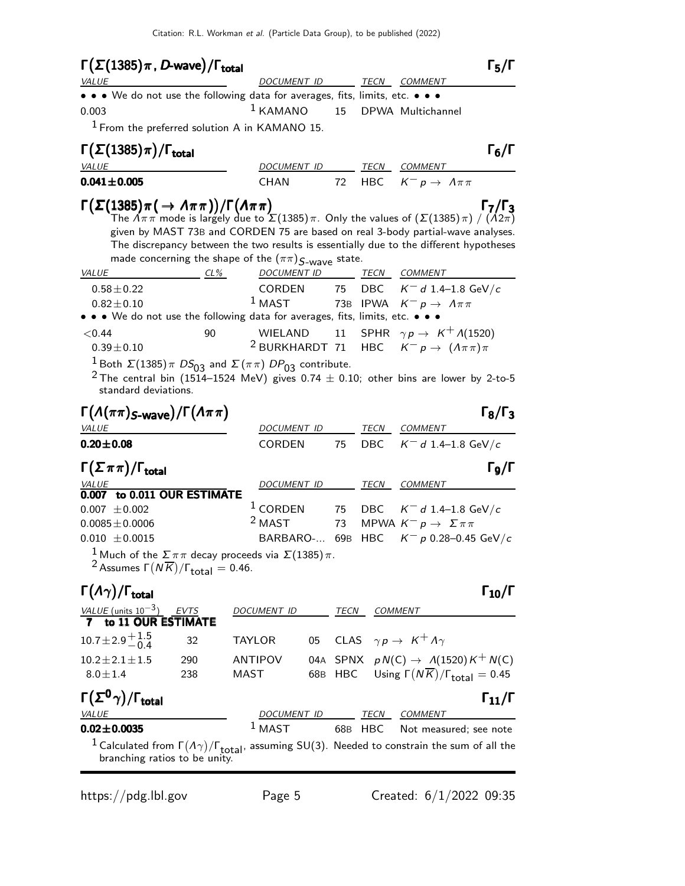## $\Gamma(\Sigma(1385)\pi\text{, }D\text{-wave})/\Gamma_{\text{total}}$ — $\Gamma_5/\Gamma$

| VALUE | DOCUMENT ID | | TECN | COMMENT |
|---|---|---|---|---|
| • • • We do not use the following data for averages, fits, limits, etc. • • • | | | | |
| 0.003 | [1] KAMANO | 15 | DPWA | Multichannel |

[1] From the preferred solution A in KAMANO 15.

## $\Gamma(\Sigma(1385)\pi)/\Gamma_{\text{total}}$ — $\Gamma_6/\Gamma$

| VALUE | DOCUMENT ID | | TECN | COMMENT |
|---|---|---|---|---|
| **0.041±0.005** | CHAN | 72 | HBC | $K^- p \to \Lambda\pi\pi$ |

## $\Gamma(\Sigma(1385)\pi(\to \Lambda\pi\pi))/\Gamma(\Lambda\pi\pi)$ — $\Gamma_7/\Gamma_3$

The $\Lambda\pi\pi$ mode is largely due to $\Sigma(1385)\pi$. Only the values of $(\Sigma(1385)\pi)$ / $(\Lambda 2\pi)$ given by MAST 73B and CORDEN 75 are based on real 3-body partial-wave analyses. The discrepancy between the two results is essentially due to the different hypotheses made concerning the shape of the $(\pi\pi)_{S\text{-wave}}$ state.

| VALUE | CL% | DOCUMENT ID | | TECN | COMMENT |
|---|---|---|---|---|---|
| 0.58±0.22 | | CORDEN | 75 | DBC | $K^- d$ 1.4–1.8 GeV/$c$ |
| 0.82±0.10 | | [1] MAST | 73B | IPWA | $K^- p \to \Lambda\pi\pi$ |
| • • • We do not use the following data for averages, fits, limits, etc. • • • | | | | | |
| <0.44 | 90 | WIELAND | 11 | SPHR | $\gamma p \to K^+ \Lambda(1520)$ |
| 0.39±0.10 | | [2] BURKHARDT | 71 | HBC | $K^- p \to (\Lambda\pi\pi)\pi$ |

[1] Both $\Sigma(1385)\pi$ $DS_{03}$ and $\Sigma(\pi\pi)$ $DP_{03}$ contribute.

[2] The central bin (1514–1524 MeV) gives 0.74 ± 0.10; other bins are lower by 2-to-5 standard deviations.

## $\Gamma(\Lambda(\pi\pi)_{S\text{-wave}})/\Gamma(\Lambda\pi\pi)$ — $\Gamma_8/\Gamma_3$

| VALUE | DOCUMENT ID | | TECN | COMMENT |
|---|---|---|---|---|
| **0.20±0.08** | CORDEN | 75 | DBC | $K^- d$ 1.4–1.8 GeV/$c$ |

## $\Gamma(\Sigma\pi\pi)/\Gamma_{\text{total}}$ — $\Gamma_9/\Gamma$

| VALUE | DOCUMENT ID | | TECN | COMMENT |
|---|---|---|---|---|
| **0.007 to 0.011 OUR ESTIMATE** | | | | |
| 0.007 ±0.002 | [1] CORDEN | 75 | DBC | $K^- d$ 1.4–1.8 GeV/$c$ |
| 0.0085±0.0006 | [2] MAST | 73 | MPWA | $K^- p \to \Sigma\pi\pi$ |
| 0.010 ±0.0015 | BARBARO-... | 69B | HBC | $K^- p$ 0.28–0.45 GeV/$c$ |

[1] Much of the $\Sigma\pi\pi$ decay proceeds via $\Sigma(1385)\pi$.

[2] Assumes $\Gamma(N\overline{K})/\Gamma_{\text{total}} = 0.46$.

## $\Gamma(\Lambda\gamma)/\Gamma_{\text{total}}$ — $\Gamma_{10}/\Gamma$

| VALUE (units $10^{-3}$) | EVTS | DOCUMENT ID | | TECN | COMMENT |
|---|---|---|---|---|---|
| **7 to 11 OUR ESTIMATE** | | | | | |
| $10.7\pm2.9^{+1.5}_{-0.4}$ | 32 | TAYLOR | 05 | CLAS | $\gamma p \to K^+ \Lambda\gamma$ |
| 10.2±2.1±1.5 | 290 | ANTIPOV | 04A | SPNX | $p N(C) \to \Lambda(1520) K^+ N(C)$ |
| 8.0±1.4 | 238 | MAST | 68B | HBC | Using $\Gamma(N\overline{K})/\Gamma_{\text{total}} = 0.45$ |

## $\Gamma(\Sigma^0\gamma)/\Gamma_{\text{total}}$ — $\Gamma_{11}/\Gamma$

| VALUE | DOCUMENT ID | | TECN | COMMENT |
|---|---|---|---|---|
| **0.02±0.0035** | [1] MAST | 68B | HBC | Not measured; see note |

[1] Calculated from $\Gamma(\Lambda\gamma)/\Gamma_{\text{total}}$, assuming SU(3). Needed to constrain the sum of all the branching ratios to be unity.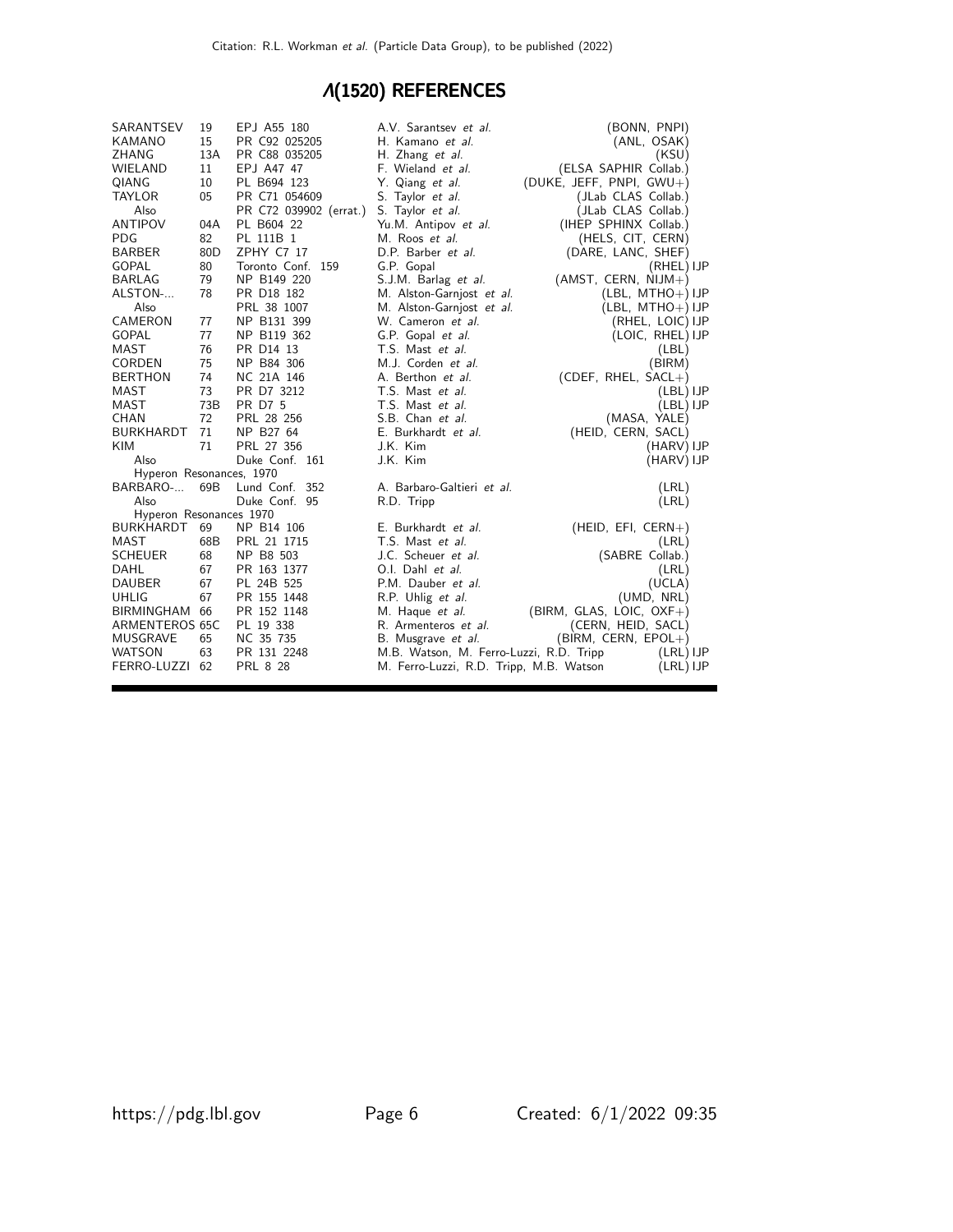## $\Lambda(1520)$ REFERENCES

| | | | | |
|---|---|---|---|---|
| SARANTSEV | 19 | EPJ A55 180 | A.V. Sarantsev *et al.* | (BONN, PNPI) |
| KAMANO | 15 | PR C92 025205 | H. Kamano *et al.* | (ANL, OSAK) |
| ZHANG | 13A | PR C88 035205 | H. Zhang *et al.* | (KSU) |
| WIELAND | 11 | EPJ A47 47 | F. Wieland *et al.* | (ELSA SAPHIR Collab.) |
| QIANG | 10 | PL B694 123 | Y. Qiang *et al.* | (DUKE, JEFF, PNPI, GWU+) |
| TAYLOR | 05 | PR C71 054609 | S. Taylor *et al.* | (JLab CLAS Collab.) |
| Also | | PR C72 039902 (errat.) | S. Taylor *et al.* | (JLab CLAS Collab.) |
| ANTIPOV | 04A | PL B604 22 | Yu.M. Antipov *et al.* | (IHEP SPHINX Collab.) |
| PDG | 82 | PL 111B 1 | M. Roos *et al.* | (HELS, CIT, CERN) |
| BARBER | 80D | ZPHY C7 17 | D.P. Barber *et al.* | (DARE, LANC, SHEF) |
| GOPAL | 80 | Toronto Conf. 159 | G.P. Gopal | (RHEL) IJP |
| BARLAG | 79 | NP B149 220 | S.J.M. Barlag *et al.* | (AMST, CERN, NIJM+) |
| ALSTON-... | 78 | PR D18 182 | M. Alston-Garnjost *et al.* | (LBL, MTHO+) IJP |
| Also | | PRL 38 1007 | M. Alston-Garnjost *et al.* | (LBL, MTHO+) IJP |
| CAMERON | 77 | NP B131 399 | W. Cameron *et al.* | (RHEL, LOIC) IJP |
| GOPAL | 77 | NP B119 362 | G.P. Gopal *et al.* | (LOIC, RHEL) IJP |
| MAST | 76 | PR D14 13 | T.S. Mast *et al.* | (LBL) |
| CORDEN | 75 | NP B84 306 | M.J. Corden *et al.* | (BIRM) |
| BERTHON | 74 | NC 21A 146 | A. Berthon *et al.* | (CDEF, RHEL, SACL+) |
| MAST | 73 | PR D7 3212 | T.S. Mast *et al.* | (LBL) IJP |
| MAST | 73B | PR D7 5 | T.S. Mast *et al.* | (LBL) IJP |
| CHAN | 72 | PRL 28 256 | S.B. Chan *et al.* | (MASA, YALE) |
| BURKHARDT | 71 | NP B27 64 | E. Burkhardt *et al.* | (HEID, CERN, SACL) |
| KIM | 71 | PRL 27 356 | J.K. Kim | (HARV) IJP |
| Also | | Duke Conf. 161 | J.K. Kim | (HARV) IJP |
| Hyperon Resonances, 1970 | | | | |
| BARBARO-... | 69B | Lund Conf. 352 | A. Barbaro-Galtieri *et al.* | (LRL) |
| Also | | Duke Conf. 95 | R.D. Tripp | (LRL) |
| Hyperon Resonances 1970 | | | | |
| BURKHARDT | 69 | NP B14 106 | E. Burkhardt *et al.* | (HEID, EFI, CERN+) |
| MAST | 68B | PRL 21 1715 | T.S. Mast *et al.* | (LRL) |
| SCHEUER | 68 | NP B8 503 | J.C. Scheuer *et al.* | (SABRE Collab.) |
| DAHL | 67 | PR 163 1377 | O.I. Dahl *et al.* | (LRL) |
| DAUBER | 67 | PL 24B 525 | P.M. Dauber *et al.* | (UCLA) |
| UHLIG | 67 | PR 155 1448 | R.P. Uhlig *et al.* | (UMD, NRL) |
| BIRMINGHAM | 66 | PR 152 1148 | M. Haque *et al.* | (BIRM, GLAS, LOIC, OXF+) |
| ARMENTEROS | 65C | PL 19 338 | R. Armenteros *et al.* | (CERN, HEID, SACL) |
| MUSGRAVE | 65 | NC 35 735 | B. Musgrave *et al.* | (BIRM, CERN, EPOL+) |
| WATSON | 63 | PR 131 2248 | M.B. Watson, M. Ferro-Luzzi, R.D. Tripp | (LRL) IJP |
| FERRO-LUZZI | 62 | PRL 8 28 | M. Ferro-Luzzi, R.D. Tripp, M.B. Watson | (LRL) IJP |